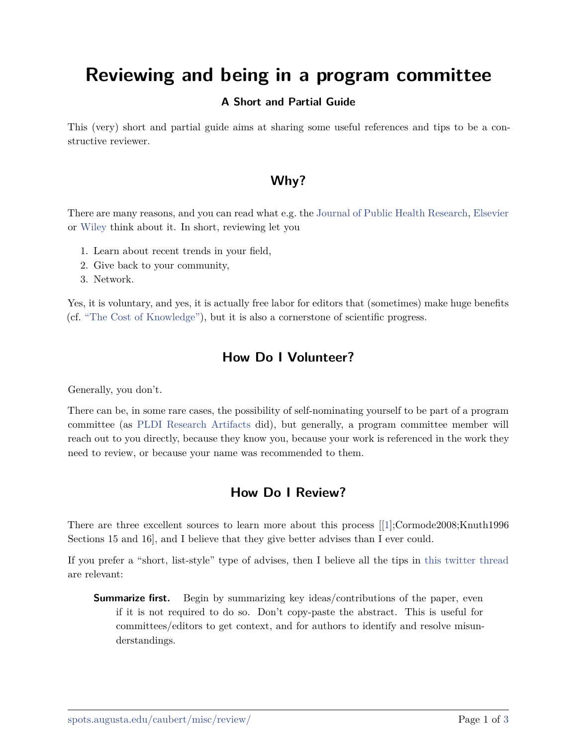# Reviewing and being in a program committee

### A Short and Partial Guide

This (very) short and partial guide aims at sharing some useful references and tips to be a constructive reviewer.

## Why?

There are many reasons, and you can read what e.g. the Journal of Public Health Research, Elsevier or Wiley think about it. In short, reviewing let you

1. Learn about recent trends in your field,
2. Give back to your community,
3. Network.

Yes, it is voluntary, and yes, it is actually free labor for editors that (sometimes) make huge benefits (cf. "The Cost of Knowledge"), but it is also a cornerstone of scientific progress.

## How Do I Volunteer?

Generally, you don't.

There can be, in some rare cases, the possibility of self-nominating yourself to be part of a program committee (as PLDI Research Artifacts did), but generally, a program committee member will reach out to you directly, because they know you, because your work is referenced in the work they need to review, or because your name was recommended to them.

## How Do I Review?

There are three excellent sources to learn more about this process [[1];Cormode2008;Knuth1996 Sections 15 and 16], and I believe that they give better advises than I ever could.

If you prefer a "short, list-style" type of advises, then I believe all the tips in this twitter thread are relevant:

**Summarize first.** Begin by summarizing key ideas/contributions of the paper, even if it is not required to do so. Don't copy-paste the abstract. This is useful for committees/editors to get context, and for authors to identify and resolve misunderstandings.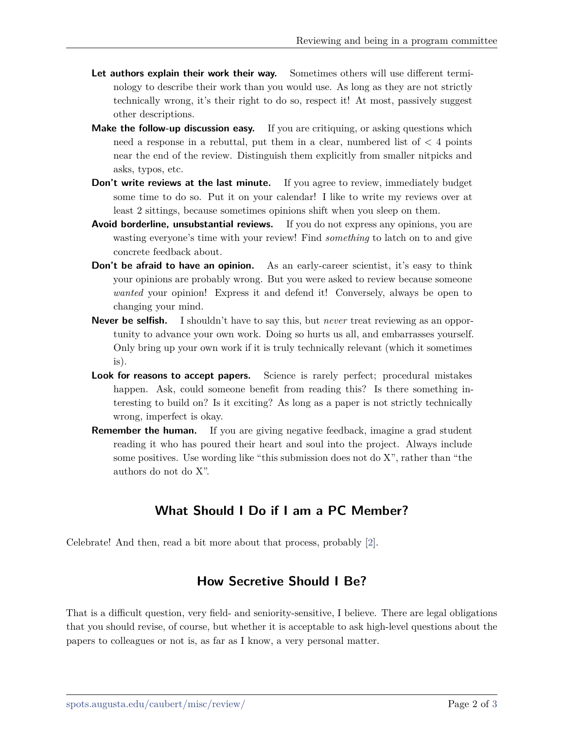- **Let authors explain their work their way.** Sometimes others will use different terminology to describe their work than you would use. As long as they are not strictly technically wrong, it's their right to do so, respect it! At most, passively suggest other descriptions.
- **Make the follow-up discussion easy.** If you are critiquing, or asking questions which need a response in a rebuttal, put them in a clear, numbered list of < 4 points near the end of the review. Distinguish them explicitly from smaller nitpicks and asks, typos, etc.
- **Don't write reviews at the last minute.** If you agree to review, immediately budget some time to do so. Put it on your calendar! I like to write my reviews over at least 2 sittings, because sometimes opinions shift when you sleep on them.
- **Avoid borderline, unsubstantial reviews.** If you do not express any opinions, you are wasting everyone's time with your review! Find *something* to latch on to and give concrete feedback about.
- **Don't be afraid to have an opinion.** As an early-career scientist, it's easy to think your opinions are probably wrong. But you were asked to review because someone *wanted* your opinion! Express it and defend it! Conversely, always be open to changing your mind.
- **Never be selfish.** I shouldn't have to say this, but *never* treat reviewing as an opportunity to advance your own work. Doing so hurts us all, and embarrasses yourself. Only bring up your own work if it is truly technically relevant (which it sometimes is).
- **Look for reasons to accept papers.** Science is rarely perfect; procedural mistakes happen. Ask, could someone benefit from reading this? Is there something interesting to build on? Is it exciting? As long as a paper is not strictly technically wrong, imperfect is okay.
- **Remember the human.** If you are giving negative feedback, imagine a grad student reading it who has poured their heart and soul into the project. Always include some positives. Use wording like "this submission does not do X", rather than "the authors do not do X".

## What Should I Do if I am a PC Member?

Celebrate! And then, read a bit more about that process, probably [2].

## How Secretive Should I Be?

That is a difficult question, very field- and seniority-sensitive, I believe. There are legal obligations that you should revise, of course, but whether it is acceptable to ask high-level questions about the papers to colleagues or not is, as far as I know, a very personal matter.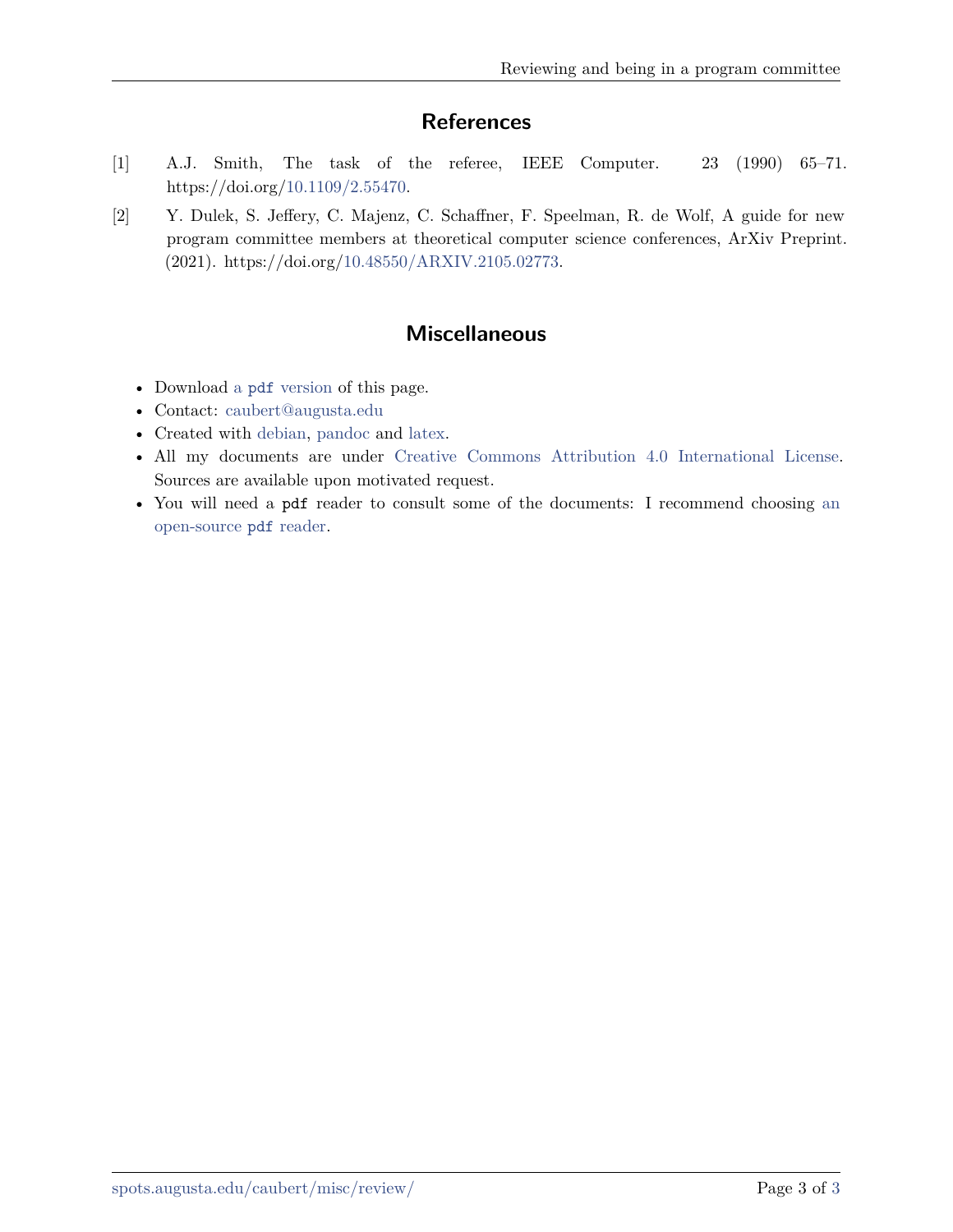## References

[1] A.J. Smith, The task of the referee, IEEE Computer. 23 (1990) 65–71. https://doi.org/10.1109/2.55470.

[2] Y. Dulek, S. Jeffery, C. Majenz, C. Schaffner, F. Speelman, R. de Wolf, A guide for new program committee members at theoretical computer science conferences, ArXiv Preprint. (2021). https://doi.org/10.48550/ARXIV.2105.02773.

## Miscellaneous

- Download a `pdf` version of this page.
- Contact: caubert@augusta.edu
- Created with debian, pandoc and latex.
- All my documents are under Creative Commons Attribution 4.0 International License. Sources are available upon motivated request.
- You will need a `pdf` reader to consult some of the documents: I recommend choosing an open-source `pdf` reader.